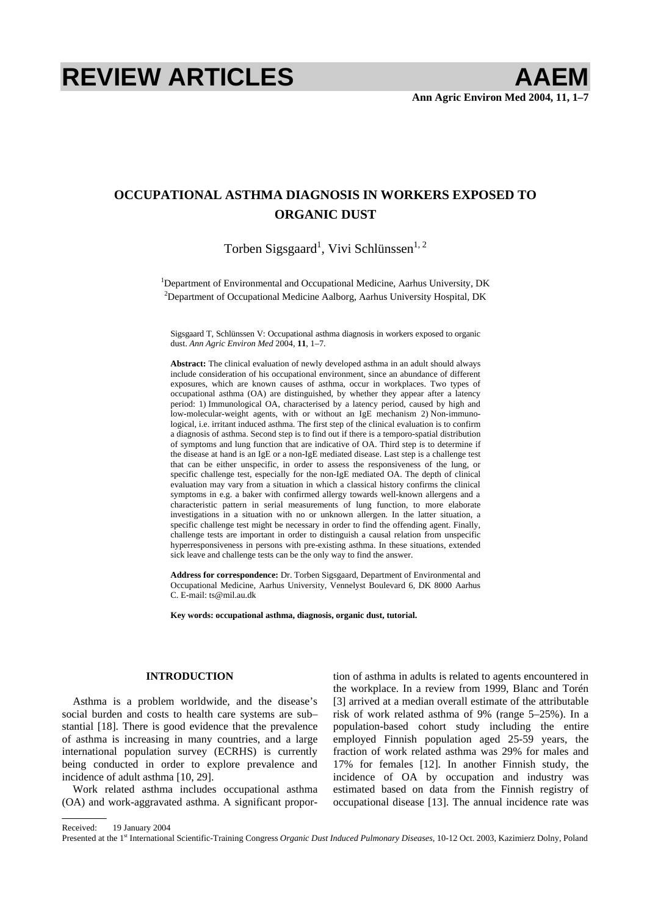# OCCUPATIONAL ASTHMA DIAGNOSIS IN WORKERS EXPOSED TO ORGANIC DUST

Torben Sigsgaard[1], Vivi Schlünssen[1, 2]

[1]Department of Environmental and Occupational Medicine, Aarhus University, DK
[2]Department of Occupational Medicine Aalborg, Aarhus University Hospital, DK

Sigsgaard T, Schlünssen V: Occupational asthma diagnosis in workers exposed to organic dust. *Ann Agric Environ Med* 2004, **11**, 1–7.

**Abstract:** The clinical evaluation of newly developed asthma in an adult should always include consideration of his occupational environment, since an abundance of different exposures, which are known causes of asthma, occur in workplaces. Two types of occupational asthma (OA) are distinguished, by whether they appear after a latency period: 1) Immunological OA, characterised by a latency period, caused by high and low-molecular-weight agents, with or without an IgE mechanism 2) Non-immunological, i.e. irritant induced asthma. The first step of the clinical evaluation is to confirm a diagnosis of asthma. Second step is to find out if there is a temporo-spatial distribution of symptoms and lung function that are indicative of OA. Third step is to determine if the disease at hand is an IgE or a non-IgE mediated disease. Last step is a challenge test that can be either unspecific, in order to assess the responsiveness of the lung, or specific challenge test, especially for the non-IgE mediated OA. The depth of clinical evaluation may vary from a situation in which a classical history confirms the clinical symptoms in e.g. a baker with confirmed allergy towards well-known allergens and a characteristic pattern in serial measurements of lung function, to more elaborate investigations in a situation with no or unknown allergen. In the latter situation, a specific challenge test might be necessary in order to find the offending agent. Finally, challenge tests are important in order to distinguish a causal relation from unspecific hyperresponsiveness in persons with pre-existing asthma. In these situations, extended sick leave and challenge tests can be the only way to find the answer.

**Address for correspondence:** Dr. Torben Sigsgaard, Department of Environmental and Occupational Medicine, Aarhus University, Vennelyst Boulevard 6, DK 8000 Aarhus C. E-mail: ts@mil.au.dk

**Key words: occupational asthma, diagnosis, organic dust, tutorial.**

## INTRODUCTION

Asthma is a problem worldwide, and the disease's social burden and costs to health care systems are sub–stantial [18]. There is good evidence that the prevalence of asthma is increasing in many countries, and a large international population survey (ECRHS) is currently being conducted in order to explore prevalence and incidence of adult asthma [10, 29].

Work related asthma includes occupational asthma (OA) and work-aggravated asthma. A significant proportion of asthma in adults is related to agents encountered in the workplace. In a review from 1999, Blanc and Torén [3] arrived at a median overall estimate of the attributable risk of work related asthma of 9% (range 5–25%). In a population-based cohort study including the entire employed Finnish population aged 25-59 years, the fraction of work related asthma was 29% for males and 17% for females [12]. In another Finnish study, the incidence of OA by occupation and industry was estimated based on data from the Finnish registry of occupational disease [13]. The annual incidence rate was

Received: 19 January 2004
Presented at the 1st International Scientific-Training Congress *Organic Dust Induced Pulmonary Diseases*, 10-12 Oct. 2003, Kazimierz Dolny, Poland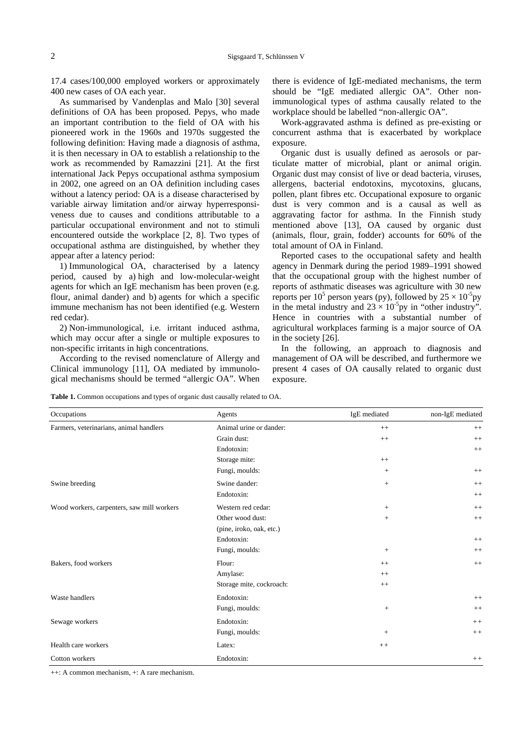17.4 cases/100,000 employed workers or approximately 400 new cases of OA each year.

As summarised by Vandenplas and Malo [30] several definitions of OA has been proposed. Pepys, who made an important contribution to the field of OA with his pioneered work in the 1960s and 1970s suggested the following definition: Having made a diagnosis of asthma, it is then necessary in OA to establish a relationship to the work as recommended by Ramazzini [21]. At the first international Jack Pepys occupational asthma symposium in 2002, one agreed on an OA definition including cases without a latency period: OA is a disease characterised by variable airway limitation and/or airway hyperresponsiveness due to causes and conditions attributable to a particular occupational environment and not to stimuli encountered outside the workplace [2, 8]. Two types of occupational asthma are distinguished, by whether they appear after a latency period:

1) Immunological OA, characterised by a latency period, caused by a) high and low-molecular-weight agents for which an IgE mechanism has been proven (e.g. flour, animal dander) and b) agents for which a specific immune mechanism has not been identified (e.g. Western red cedar).

2) Non-immunological, i.e. irritant induced asthma, which may occur after a single or multiple exposures to non-specific irritants in high concentrations.

According to the revised nomenclature of Allergy and Clinical immunology [11], OA mediated by immunological mechanisms should be termed "allergic OA". When there is evidence of IgE-mediated mechanisms, the term should be "IgE mediated allergic OA". Other non-immunological types of asthma causally related to the workplace should be labelled "non-allergic OA".

Work-aggravated asthma is defined as pre-existing or concurrent asthma that is exacerbated by workplace exposure.

Organic dust is usually defined as aerosols or particulate matter of microbial, plant or animal origin. Organic dust may consist of live or dead bacteria, viruses, allergens, bacterial endotoxins, mycotoxins, glucans, pollen, plant fibres etc. Occupational exposure to organic dust is very common and is a causal as well as aggravating factor for asthma. In the Finnish study mentioned above [13], OA caused by organic dust (animals, flour, grain, fodder) accounts for 60% of the total amount of OA in Finland.

Reported cases to the occupational safety and health agency in Denmark during the period 1989–1991 showed that the occupational group with the highest number of reports of asthmatic diseases was agriculture with 30 new reports per $10^5$ person years (py), followed by $25 \times 10^{-5}$py in the metal industry and $23 \times 10^{-5}$py in "other industry". Hence in countries with a substantial number of agricultural workplaces farming is a major source of OA in the society [26].

In the following, an approach to diagnosis and management of OA will be described, and furthermore we present 4 cases of OA causally related to organic dust exposure.

**Table 1.** Common occupations and types of organic dust causally related to OA.

| Occupations | Agents | IgE mediated | non-IgE mediated |
|---|---|---|---|
| Farmers, veterinarians, animal handlers | Animal urine or dander: | ++ | ++ |
| | Grain dust: | ++ | ++ |
| | Endotoxin: | | ++ |
| | Storage mite: | ++ | |
| | Fungi, moulds: | + | ++ |
| Swine breeding | Swine dander: | + | ++ |
| | Endotoxin: | | ++ |
| Wood workers, carpenters, saw mill workers | Western red cedar: | + | ++ |
| | Other wood dust: | + | ++ |
| | (pine, iroko, oak, etc.) | | |
| | Endotoxin: | | ++ |
| | Fungi, moulds: | + | ++ |
| Bakers, food workers | Flour: | ++ | ++ |
| | Amylase: | ++ | |
| | Storage mite, cockroach: | ++ | |
| Waste handlers | Endotoxin: | | ++ |
| | Fungi, moulds: | + | ++ |
| Sewage workers | Endotoxin: | | ++ |
| | Fungi, moulds: | + | ++ |
| Health care workers | Latex: | ++ | |
| Cotton workers | Endotoxin: | | ++ |

++: A common mechanism, +: A rare mechanism.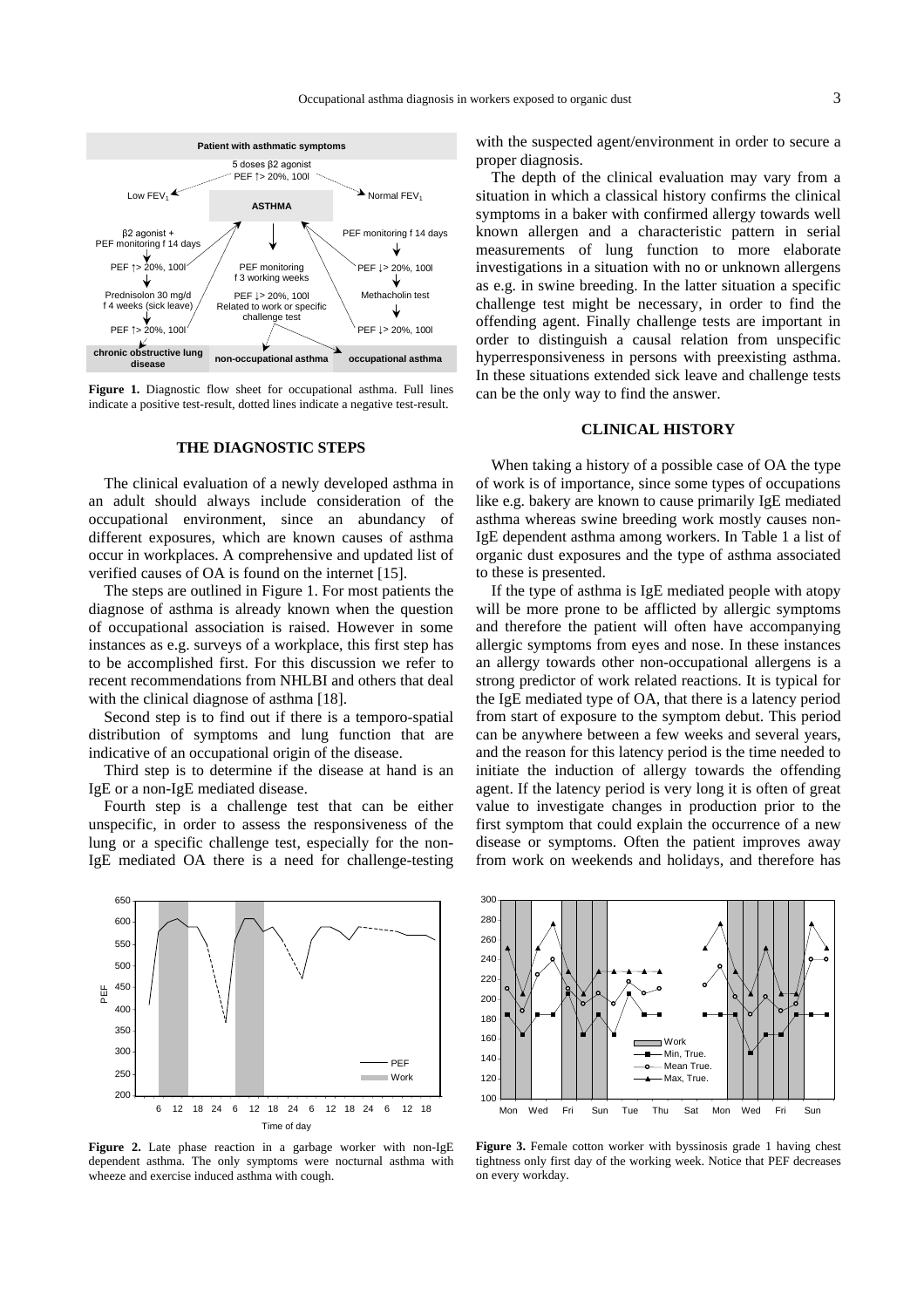**Figure 1.** Diagnostic flow sheet for occupational asthma. Full lines indicate a positive test-result, dotted lines indicate a negative test-result.

## THE DIAGNOSTIC STEPS

The clinical evaluation of a newly developed asthma in an adult should always include consideration of the occupational environment, since an abundancy of different exposures, which are known causes of asthma occur in workplaces. A comprehensive and updated list of verified causes of OA is found on the internet [15].

The steps are outlined in Figure 1. For most patients the diagnose of asthma is already known when the question of occupational association is raised. However in some instances as e.g. surveys of a workplace, this first step has to be accomplished first. For this discussion we refer to recent recommendations from NHLBI and others that deal with the clinical diagnose of asthma [18].

Second step is to find out if there is a temporo-spatial distribution of symptoms and lung function that are indicative of an occupational origin of the disease.

Third step is to determine if the disease at hand is an IgE or a non-IgE mediated disease.

Fourth step is a challenge test that can be either unspecific, in order to assess the responsiveness of the lung or a specific challenge test, especially for the non-IgE mediated OA there is a need for challenge-testing with the suspected agent/environment in order to secure a proper diagnosis.

The depth of the clinical evaluation may vary from a situation in which a classical history confirms the clinical symptoms in a baker with confirmed allergy towards well known allergen and a characteristic pattern in serial measurements of lung function to more elaborate investigations in a situation with no or unknown allergens as e.g. in swine breeding. In the latter situation a specific challenge test might be necessary, in order to find the offending agent. Finally challenge tests are important in order to distinguish a causal relation from unspecific hyperresponsiveness in persons with preexisting asthma. In these situations extended sick leave and challenge tests can be the only way to find the answer.

## CLINICAL HISTORY

When taking a history of a possible case of OA the type of work is of importance, since some types of occupations like e.g. bakery are known to cause primarily IgE mediated asthma whereas swine breeding work mostly causes non-IgE dependent asthma among workers. In Table 1 a list of organic dust exposures and the type of asthma associated to these is presented.

If the type of asthma is IgE mediated people with atopy will be more prone to be afflicted by allergic symptoms and therefore the patient will often have accompanying allergic symptoms from eyes and nose. In these instances an allergy towards other non-occupational allergens is a strong predictor of work related reactions. It is typical for the IgE mediated type of OA, that there is a latency period from start of exposure to the symptom debut. This period can be anywhere between a few weeks and several years, and the reason for this latency period is the time needed to initiate the induction of allergy towards the offending agent. If the latency period is very long it is often of great value to investigate changes in production prior to the first symptom that could explain the occurrence of a new disease or symptoms. Often the patient improves away from work on weekends and holidays, and therefore has

**Figure 2.** Late phase reaction in a garbage worker with non-IgE dependent asthma. The only symptoms were nocturnal asthma with wheeze and exercise induced asthma with cough.

**Figure 3.** Female cotton worker with byssinosis grade 1 having chest tightness only first day of the working week. Notice that PEF decreases on every workday.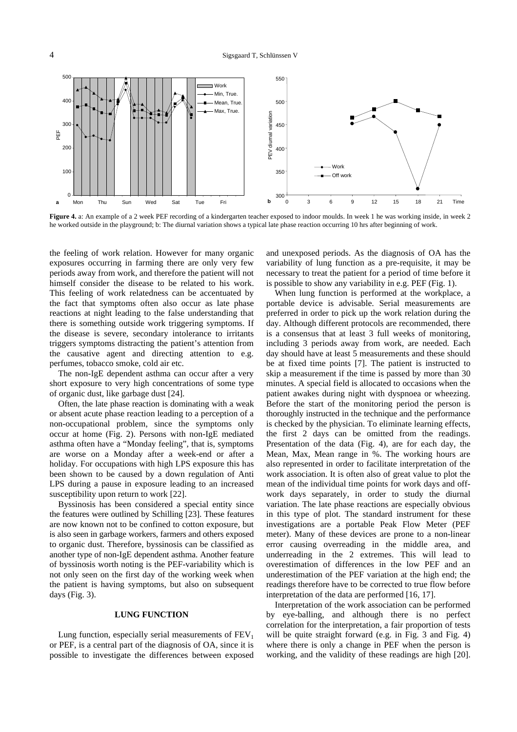**Figure 4.** a: An example of a 2 week PEF recording of a kindergarten teacher exposed to indoor moulds. In week 1 he was working inside, in week 2 he worked outside in the playground; b: The diurnal variation shows a typical late phase reaction occurring 10 hrs after beginning of work.

the feeling of work relation. However for many organic exposures occurring in farming there are only very few periods away from work, and therefore the patient will not himself consider the disease to be related to his work. This feeling of work relatedness can be accentuated by the fact that symptoms often also occur as late phase reactions at night leading to the false understanding that there is something outside work triggering symptoms. If the disease is severe, secondary intolerance to irritants triggers symptoms distracting the patient's attention from the causative agent and directing attention to e.g. perfumes, tobacco smoke, cold air etc.

The non-IgE dependent asthma can occur after a very short exposure to very high concentrations of some type of organic dust, like garbage dust [24].

Often, the late phase reaction is dominating with a weak or absent acute phase reaction leading to a perception of a non-occupational problem, since the symptoms only occur at home (Fig. 2). Persons with non-IgE mediated asthma often have a "Monday feeling", that is, symptoms are worse on a Monday after a week-end or after a holiday. For occupations with high LPS exposure this has been shown to be caused by a down regulation of Anti LPS during a pause in exposure leading to an increased susceptibility upon return to work [22].

Byssinosis has been considered a special entity since the features were outlined by Schilling [23]. These features are now known not to be confined to cotton exposure, but is also seen in garbage workers, farmers and others exposed to organic dust. Therefore, byssinosis can be classified as another type of non-IgE dependent asthma. Another feature of byssinosis worth noting is the PEF-variability which is not only seen on the first day of the working week when the patient is having symptoms, but also on subsequent days (Fig. 3).

## LUNG FUNCTION

Lung function, especially serial measurements of $FEV_1$ or PEF, is a central part of the diagnosis of OA, since it is possible to investigate the differences between exposed and unexposed periods. As the diagnosis of OA has the variability of lung function as a pre-requisite, it may be necessary to treat the patient for a period of time before it is possible to show any variability in e.g. PEF (Fig. 1).

When lung function is performed at the workplace, a portable device is advisable. Serial measurements are preferred in order to pick up the work relation during the day. Although different protocols are recommended, there is a consensus that at least 3 full weeks of monitoring, including 3 periods away from work, are needed. Each day should have at least 5 measurements and these should be at fixed time points [7]. The patient is instructed to skip a measurement if the time is passed by more than 30 minutes. A special field is allocated to occasions when the patient awakes during night with dyspnoea or wheezing. Before the start of the monitoring period the person is thoroughly instructed in the technique and the performance is checked by the physician. To eliminate learning effects, the first 2 days can be omitted from the readings. Presentation of the data (Fig. 4), are for each day, the Mean, Max, Mean range in %. The working hours are also represented in order to facilitate interpretation of the work association. It is often also of great value to plot the mean of the individual time points for work days and off-work days separately, in order to study the diurnal variation. The late phase reactions are especially obvious in this type of plot. The standard instrument for these investigations are a portable Peak Flow Meter (PEF meter). Many of these devices are prone to a non-linear error causing overreading in the middle area, and underreading in the 2 extremes. This will lead to overestimation of differences in the low PEF and an underestimation of the PEF variation at the high end; the readings therefore have to be corrected to true flow before interpretation of the data are performed [16, 17].

Interpretation of the work association can be performed by eye-balling, and although there is no perfect correlation for the interpretation, a fair proportion of tests will be quite straight forward (e.g. in Fig. 3 and Fig. 4) where there is only a change in PEF when the person is working, and the validity of these readings are high [20].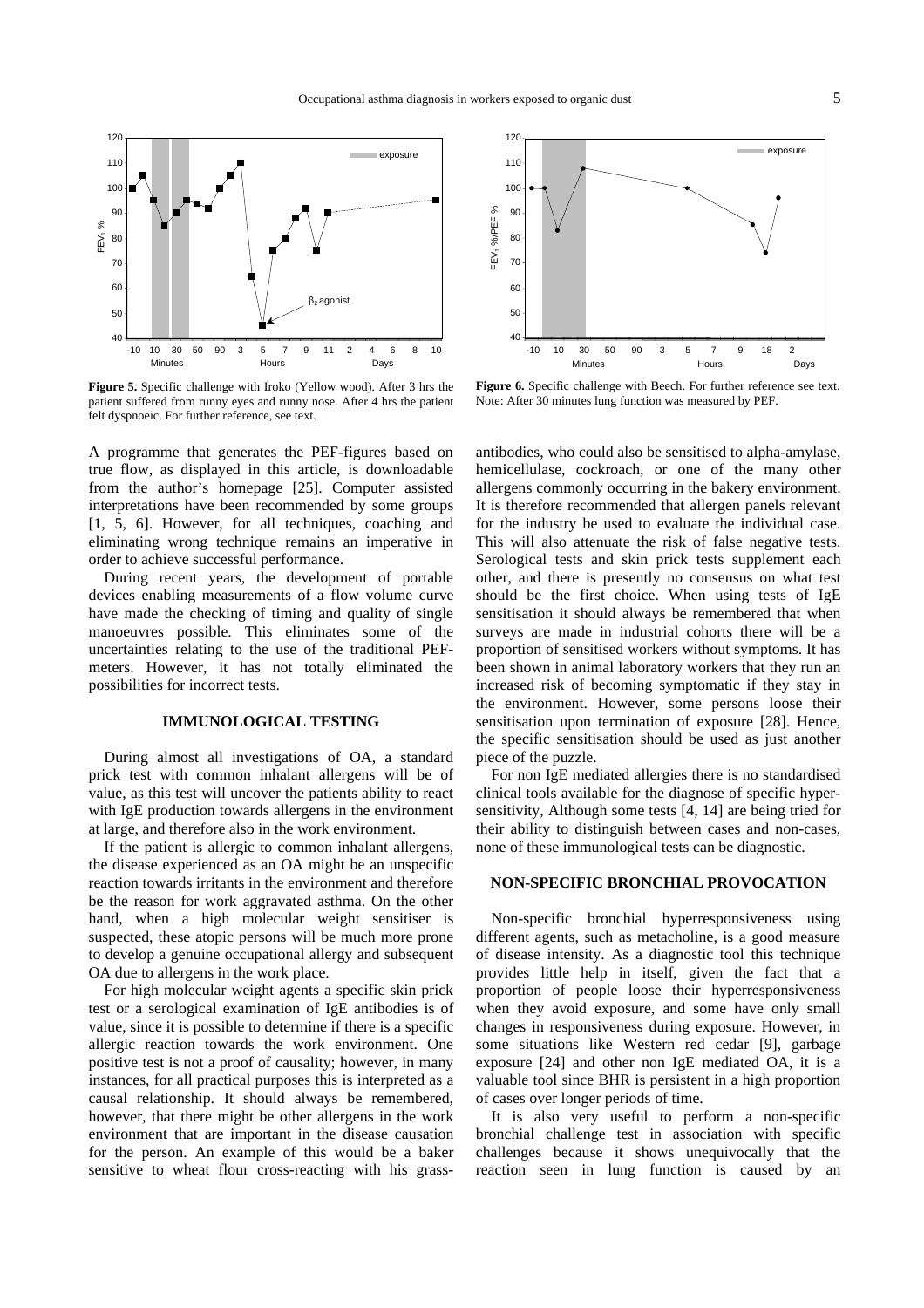**Figure 5.** Specific challenge with Iroko (Yellow wood). After 3 hrs the patient suffered from runny eyes and runny nose. After 4 hrs the patient felt dyspnoeic. For further reference, see text.

**Figure 6.** Specific challenge with Beech. For further reference see text. Note: After 30 minutes lung function was measured by PEF.

A programme that generates the PEF-figures based on true flow, as displayed in this article, is downloadable from the author's homepage [25]. Computer assisted interpretations have been recommended by some groups [1, 5, 6]. However, for all techniques, coaching and eliminating wrong technique remains an imperative in order to achieve successful performance.

During recent years, the development of portable devices enabling measurements of a flow volume curve have made the checking of timing and quality of single manoeuvres possible. This eliminates some of the uncertainties relating to the use of the traditional PEF-meters. However, it has not totally eliminated the possibilities for incorrect tests.

## IMMUNOLOGICAL TESTING

During almost all investigations of OA, a standard prick test with common inhalant allergens will be of value, as this test will uncover the patients ability to react with IgE production towards allergens in the environment at large, and therefore also in the work environment.

If the patient is allergic to common inhalant allergens, the disease experienced as an OA might be an unspecific reaction towards irritants in the environment and therefore be the reason for work aggravated asthma. On the other hand, when a high molecular weight sensitiser is suspected, these atopic persons will be much more prone to develop a genuine occupational allergy and subsequent OA due to allergens in the work place.

For high molecular weight agents a specific skin prick test or a serological examination of IgE antibodies is of value, since it is possible to determine if there is a specific allergic reaction towards the work environment. One positive test is not a proof of causality; however, in many instances, for all practical purposes this is interpreted as a causal relationship. It should always be remembered, however, that there might be other allergens in the work environment that are important in the disease causation for the person. An example of this would be a baker sensitive to wheat flour cross-reacting with his grass-antibodies, who could also be sensitised to alpha-amylase, hemicellulase, cockroach, or one of the many other allergens commonly occurring in the bakery environment. It is therefore recommended that allergen panels relevant for the industry be used to evaluate the individual case. This will also attenuate the risk of false negative tests. Serological tests and skin prick tests supplement each other, and there is presently no consensus on what test should be the first choice. When using tests of IgE sensitisation it should always be remembered that when surveys are made in industrial cohorts there will be a proportion of sensitised workers without symptoms. It has been shown in animal laboratory workers that they run an increased risk of becoming symptomatic if they stay in the environment. However, some persons loose their sensitisation upon termination of exposure [28]. Hence, the specific sensitisation should be used as just another piece of the puzzle.

For non IgE mediated allergies there is no standardised clinical tools available for the diagnose of specific hypersensitivity, Although some tests [4, 14] are being tried for their ability to distinguish between cases and non-cases, none of these immunological tests can be diagnostic.

## NON-SPECIFIC BRONCHIAL PROVOCATION

Non-specific bronchial hyperresponsiveness using different agents, such as metacholine, is a good measure of disease intensity. As a diagnostic tool this technique provides little help in itself, given the fact that a proportion of people loose their hyperresponsiveness when they avoid exposure, and some have only small changes in responsiveness during exposure. However, in some situations like Western red cedar [9], garbage exposure [24] and other non IgE mediated OA, it is a valuable tool since BHR is persistent in a high proportion of cases over longer periods of time.

It is also very useful to perform a non-specific bronchial challenge test in association with specific challenges because it shows unequivocally that the reaction seen in lung function is caused by an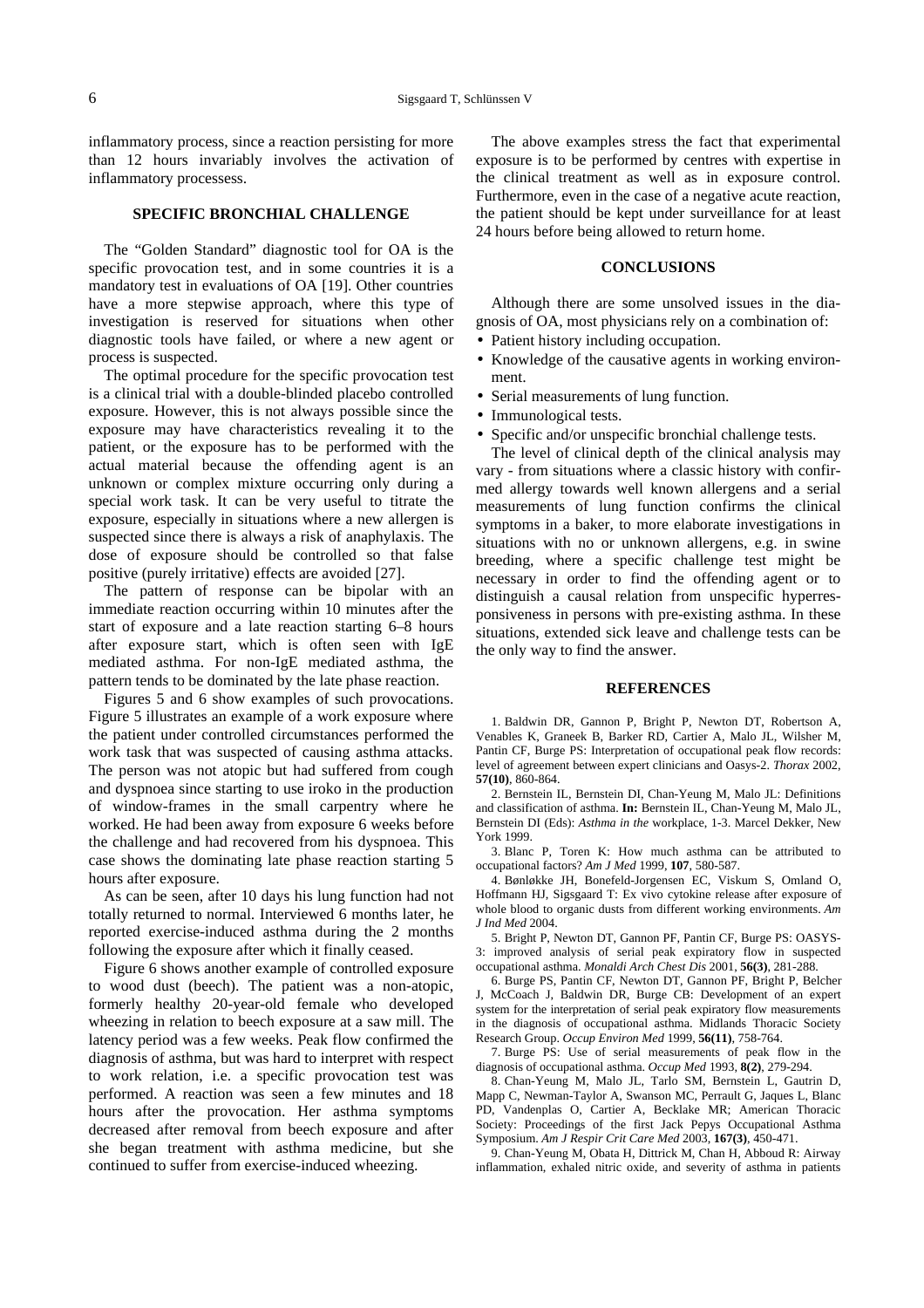inflammatory process, since a reaction persisting for more than 12 hours invariably involves the activation of inflammatory processess.

## SPECIFIC BRONCHIAL CHALLENGE

The "Golden Standard" diagnostic tool for OA is the specific provocation test, and in some countries it is a mandatory test in evaluations of OA [19]. Other countries have a more stepwise approach, where this type of investigation is reserved for situations when other diagnostic tools have failed, or where a new agent or process is suspected.

The optimal procedure for the specific provocation test is a clinical trial with a double-blinded placebo controlled exposure. However, this is not always possible since the exposure may have characteristics revealing it to the patient, or the exposure has to be performed with the actual material because the offending agent is an unknown or complex mixture occurring only during a special work task. It can be very useful to titrate the exposure, especially in situations where a new allergen is suspected since there is always a risk of anaphylaxis. The dose of exposure should be controlled so that false positive (purely irritative) effects are avoided [27].

The pattern of response can be bipolar with an immediate reaction occurring within 10 minutes after the start of exposure and a late reaction starting 6–8 hours after exposure start, which is often seen with IgE mediated asthma. For non-IgE mediated asthma, the pattern tends to be dominated by the late phase reaction.

Figures 5 and 6 show examples of such provocations. Figure 5 illustrates an example of a work exposure where the patient under controlled circumstances performed the work task that was suspected of causing asthma attacks. The person was not atopic but had suffered from cough and dyspnoea since starting to use iroko in the production of window-frames in the small carpentry where he worked. He had been away from exposure 6 weeks before the challenge and had recovered from his dyspnoea. This case shows the dominating late phase reaction starting 5 hours after exposure.

As can be seen, after 10 days his lung function had not totally returned to normal. Interviewed 6 months later, he reported exercise-induced asthma during the 2 months following the exposure after which it finally ceased.

Figure 6 shows another example of controlled exposure to wood dust (beech). The patient was a non-atopic, formerly healthy 20-year-old female who developed wheezing in relation to beech exposure at a saw mill. The latency period was a few weeks. Peak flow confirmed the diagnosis of asthma, but was hard to interpret with respect to work relation, i.e. a specific provocation test was performed. A reaction was seen a few minutes and 18 hours after the provocation. Her asthma symptoms decreased after removal from beech exposure and after she began treatment with asthma medicine, but she continued to suffer from exercise-induced wheezing.

The above examples stress the fact that experimental exposure is to be performed by centres with expertise in the clinical treatment as well as in exposure control. Furthermore, even in the case of a negative acute reaction, the patient should be kept under surveillance for at least 24 hours before being allowed to return home.

## CONCLUSIONS

Although there are some unsolved issues in the diagnosis of OA, most physicians rely on a combination of:

- Patient history including occupation.
- Knowledge of the causative agents in working environment.
- Serial measurements of lung function.
- Immunological tests.
- Specific and/or unspecific bronchial challenge tests.

The level of clinical depth of the clinical analysis may vary - from situations where a classic history with confirmed allergy towards well known allergens and a serial measurements of lung function confirms the clinical symptoms in a baker, to more elaborate investigations in situations with no or unknown allergens, e.g. in swine breeding, where a specific challenge test might be necessary in order to find the offending agent or to distinguish a causal relation from unspecific hyperresponsiveness in persons with pre-existing asthma. In these situations, extended sick leave and challenge tests can be the only way to find the answer.

## REFERENCES

1. Baldwin DR, Gannon P, Bright P, Newton DT, Robertson A, Venables K, Graneek B, Barker RD, Cartier A, Malo JL, Wilsher M, Pantin CF, Burge PS: Interpretation of occupational peak flow records: level of agreement between expert clinicians and Oasys-2. *Thorax* 2002, **57(10)**, 860-864.

2. Bernstein IL, Bernstein DI, Chan-Yeung M, Malo JL: Definitions and classification of asthma. **In:** Bernstein IL, Chan-Yeung M, Malo JL, Bernstein DI (Eds): *Asthma in the* workplace, 1-3. Marcel Dekker, New York 1999.

3. Blanc P, Toren K: How much asthma can be attributed to occupational factors? *Am J Med* 1999, **107**, 580-587.

4. Bønløkke JH, Bonefeld-Jorgensen EC, Viskum S, Omland O, Hoffmann HJ, Sigsgaard T: Ex vivo cytokine release after exposure of whole blood to organic dusts from different working environments. *Am J Ind Med* 2004.

5. Bright P, Newton DT, Gannon PF, Pantin CF, Burge PS: OASYS-3: improved analysis of serial peak expiratory flow in suspected occupational asthma. *Monaldi Arch Chest Dis* 2001, **56(3)**, 281-288.

6. Burge PS, Pantin CF, Newton DT, Gannon PF, Bright P, Belcher J, McCoach J, Baldwin DR, Burge CB: Development of an expert system for the interpretation of serial peak expiratory flow measurements in the diagnosis of occupational asthma. Midlands Thoracic Society Research Group. *Occup Environ Med* 1999, **56(11)**, 758-764.

7. Burge PS: Use of serial measurements of peak flow in the diagnosis of occupational asthma. *Occup Med* 1993, **8(2)**, 279-294.

8. Chan-Yeung M, Malo JL, Tarlo SM, Bernstein L, Gautrin D, Mapp C, Newman-Taylor A, Swanson MC, Perrault G, Jaques L, Blanc PD, Vandenplas O, Cartier A, Becklake MR; American Thoracic Society: Proceedings of the first Jack Pepys Occupational Asthma Symposium. *Am J Respir Crit Care Med* 2003, **167(3)**, 450-471.

9. Chan-Yeung M, Obata H, Dittrick M, Chan H, Abboud R: Airway inflammation, exhaled nitric oxide, and severity of asthma in patients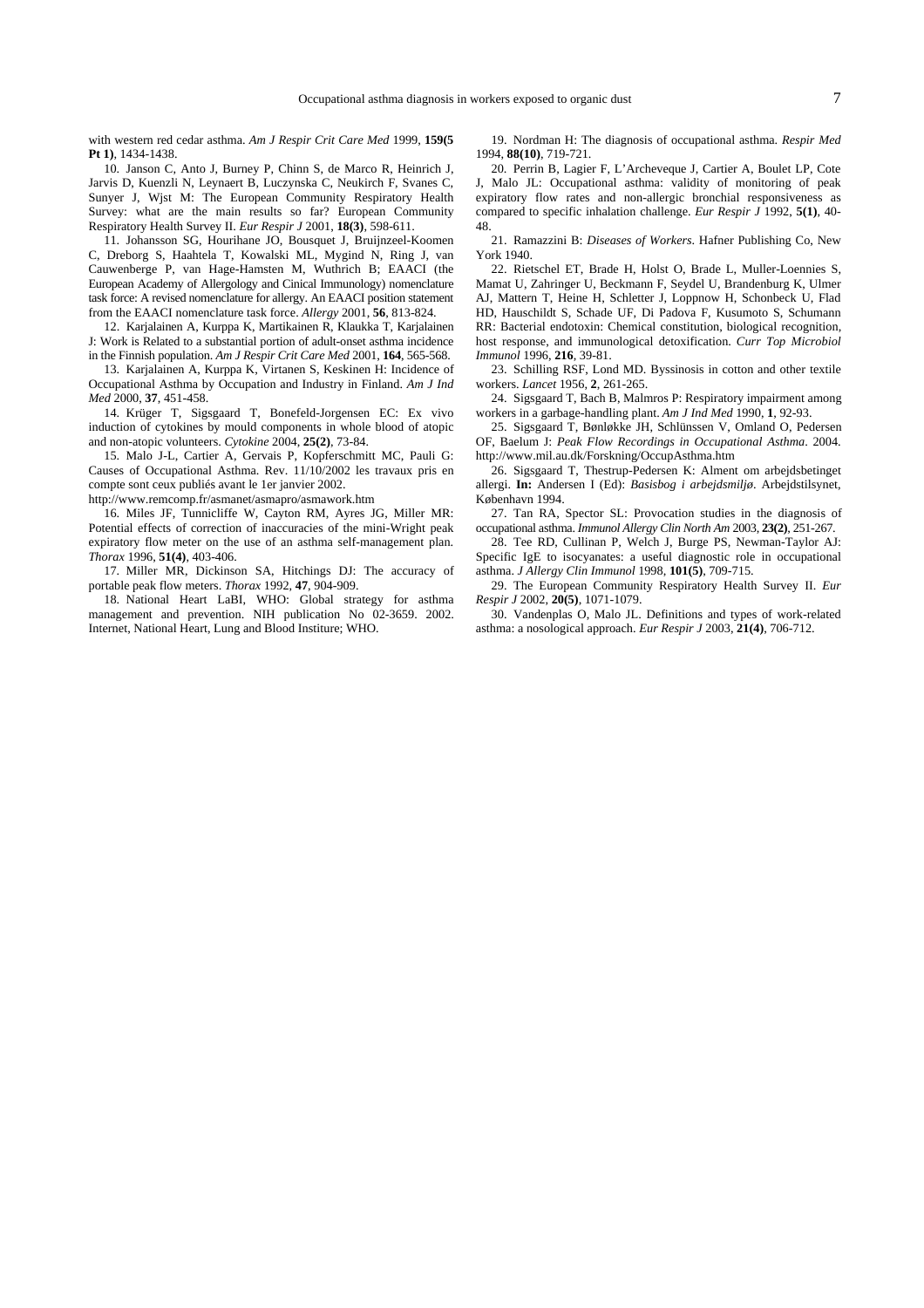with western red cedar asthma. *Am J Respir Crit Care Med* 1999, **159(5 Pt 1)**, 1434-1438.

10. Janson C, Anto J, Burney P, Chinn S, de Marco R, Heinrich J, Jarvis D, Kuenzli N, Leynaert B, Luczynska C, Neukirch F, Svanes C, Sunyer J, Wjst M: The European Community Respiratory Health Survey: what are the main results so far? European Community Respiratory Health Survey II. *Eur Respir J* 2001, **18(3)**, 598-611.

11. Johansson SG, Hourihane JO, Bousquet J, Bruijnzeel-Koomen C, Dreborg S, Haahtela T, Kowalski ML, Mygind N, Ring J, van Cauwenberge P, van Hage-Hamsten M, Wuthrich B; EAACI (the European Academy of Allergology and Cinical Immunology) nomenclature task force: A revised nomenclature for allergy. An EAACI position statement from the EAACI nomenclature task force. *Allergy* 2001, **56**, 813-824.

12. Karjalainen A, Kurppa K, Martikainen R, Klaukka T, Karjalainen J: Work is Related to a substantial portion of adult-onset asthma incidence in the Finnish population. *Am J Respir Crit Care Med* 2001, **164**, 565-568.

13. Karjalainen A, Kurppa K, Virtanen S, Keskinen H: Incidence of Occupational Asthma by Occupation and Industry in Finland. *Am J Ind Med* 2000, **37**, 451-458.

14. Krüger T, Sigsgaard T, Bonefeld-Jorgensen EC: Ex vivo induction of cytokines by mould components in whole blood of atopic and non-atopic volunteers. *Cytokine* 2004, **25(2)**, 73-84.

15. Malo J-L, Cartier A, Gervais P, Kopferschmitt MC, Pauli G: Causes of Occupational Asthma. Rev. 11/10/2002 les travaux pris en compte sont ceux publiés avant le 1er janvier 2002. http://www.remcomp.fr/asmanet/asmapro/asmawork.htm

16. Miles JF, Tunnicliffe W, Cayton RM, Ayres JG, Miller MR: Potential effects of correction of inaccuracies of the mini-Wright peak expiratory flow meter on the use of an asthma self-management plan. *Thorax* 1996, **51(4)**, 403-406.

17. Miller MR, Dickinson SA, Hitchings DJ: The accuracy of portable peak flow meters. *Thorax* 1992, **47**, 904-909.

18. National Heart LaBI, WHO: Global strategy for asthma management and prevention. NIH publication No 02-3659. 2002. Internet, National Heart, Lung and Blood Institure; WHO.

19. Nordman H: The diagnosis of occupational asthma. *Respir Med* 1994, **88(10)**, 719-721.

20. Perrin B, Lagier F, L'Archeveque J, Cartier A, Boulet LP, Cote J, Malo JL: Occupational asthma: validity of monitoring of peak expiratory flow rates and non-allergic bronchial responsiveness as compared to specific inhalation challenge. *Eur Respir J* 1992, **5(1)**, 40-48.

21. Ramazzini B: *Diseases of Workers*. Hafner Publishing Co, New York 1940.

22. Rietschel ET, Brade H, Holst O, Brade L, Muller-Loennies S, Mamat U, Zahringer U, Beckmann F, Seydel U, Brandenburg K, Ulmer AJ, Mattern T, Heine H, Schletter J, Loppnow H, Schonbeck U, Flad HD, Hauschildt S, Schade UF, Di Padova F, Kusumoto S, Schumann RR: Bacterial endotoxin: Chemical constitution, biological recognition, host response, and immunological detoxification. *Curr Top Microbiol Immunol* 1996, **216**, 39-81.

23. Schilling RSF, Lond MD. Byssinosis in cotton and other textile workers. *Lancet* 1956, **2**, 261-265.

24. Sigsgaard T, Bach B, Malmros P: Respiratory impairment among workers in a garbage-handling plant. *Am J Ind Med* 1990, **1**, 92-93.

25. Sigsgaard T, Bønløkke JH, Schlünssen V, Omland O, Pedersen OF, Baelum J: *Peak Flow Recordings in Occupational Asthma*. 2004. http://www.mil.au.dk/Forskning/OccupAsthma.htm

26. Sigsgaard T, Thestrup-Pedersen K: Alment om arbejdsbetinget allergi. **In:** Andersen I (Ed): *Basisbog i arbejdsmiljø*. Arbejdstilsynet, København 1994.

27. Tan RA, Spector SL: Provocation studies in the diagnosis of occupational asthma. *Immunol Allergy Clin North Am* 2003, **23(2)**, 251-267.

28. Tee RD, Cullinan P, Welch J, Burge PS, Newman-Taylor AJ: Specific IgE to isocyanates: a useful diagnostic role in occupational asthma. *J Allergy Clin Immunol* 1998, **101(5)**, 709-715.

29. The European Community Respiratory Health Survey II. *Eur Respir J* 2002, **20(5)**, 1071-1079.

30. Vandenplas O, Malo JL. Definitions and types of work-related asthma: a nosological approach. *Eur Respir J* 2003, **21(4)**, 706-712.